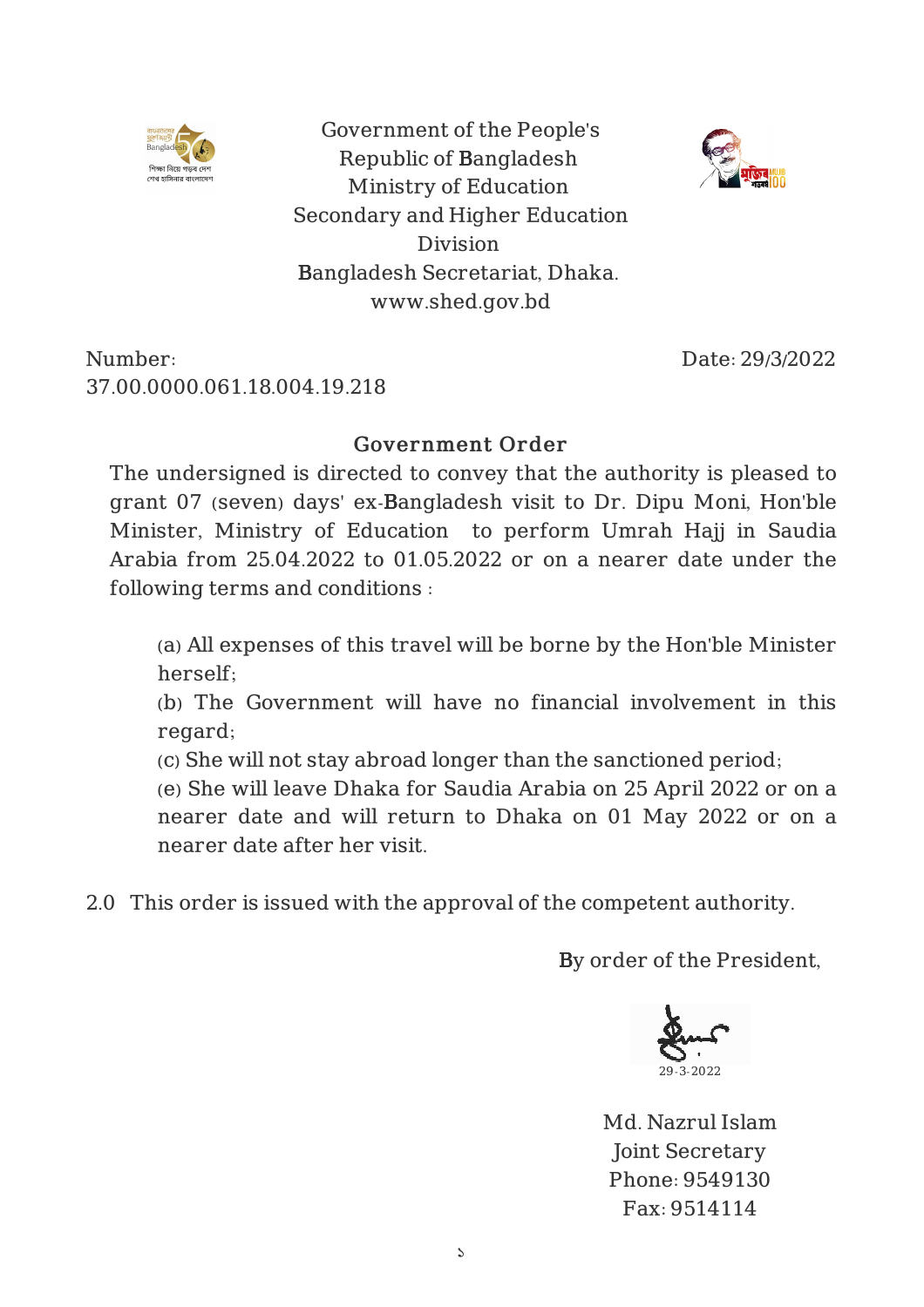Government of the People's
Republic of Bangladesh
Ministry of Education
Secondary and Higher Education
Division
Bangladesh Secretariat, Dhaka.
www.shed.gov.bd

Number: 37.00.0000.061.18.004.19.218

Date: 29/3/2022

## Government Order

The undersigned is directed to convey that the authority is pleased to grant 07 (seven) days' ex-Bangladesh visit to Dr. Dipu Moni, Hon'ble Minister, Ministry of Education to perform Umrah Hajj in Saudia Arabia from 25.04.2022 to 01.05.2022 or on a nearer date under the following terms and conditions :

(a) All expenses of this travel will be borne by the Hon'ble Minister herself;

(b) The Government will have no financial involvement in this regard;

(c) She will not stay abroad longer than the sanctioned period;

(e) She will leave Dhaka for Saudia Arabia on 25 April 2022 or on a nearer date and will return to Dhaka on 01 May 2022 or on a nearer date after her visit.

2.0 This order is issued with the approval of the competent authority.

By order of the President,

29-3-2022

Md. Nazrul Islam
Joint Secretary
Phone: 9549130
Fax: 9514114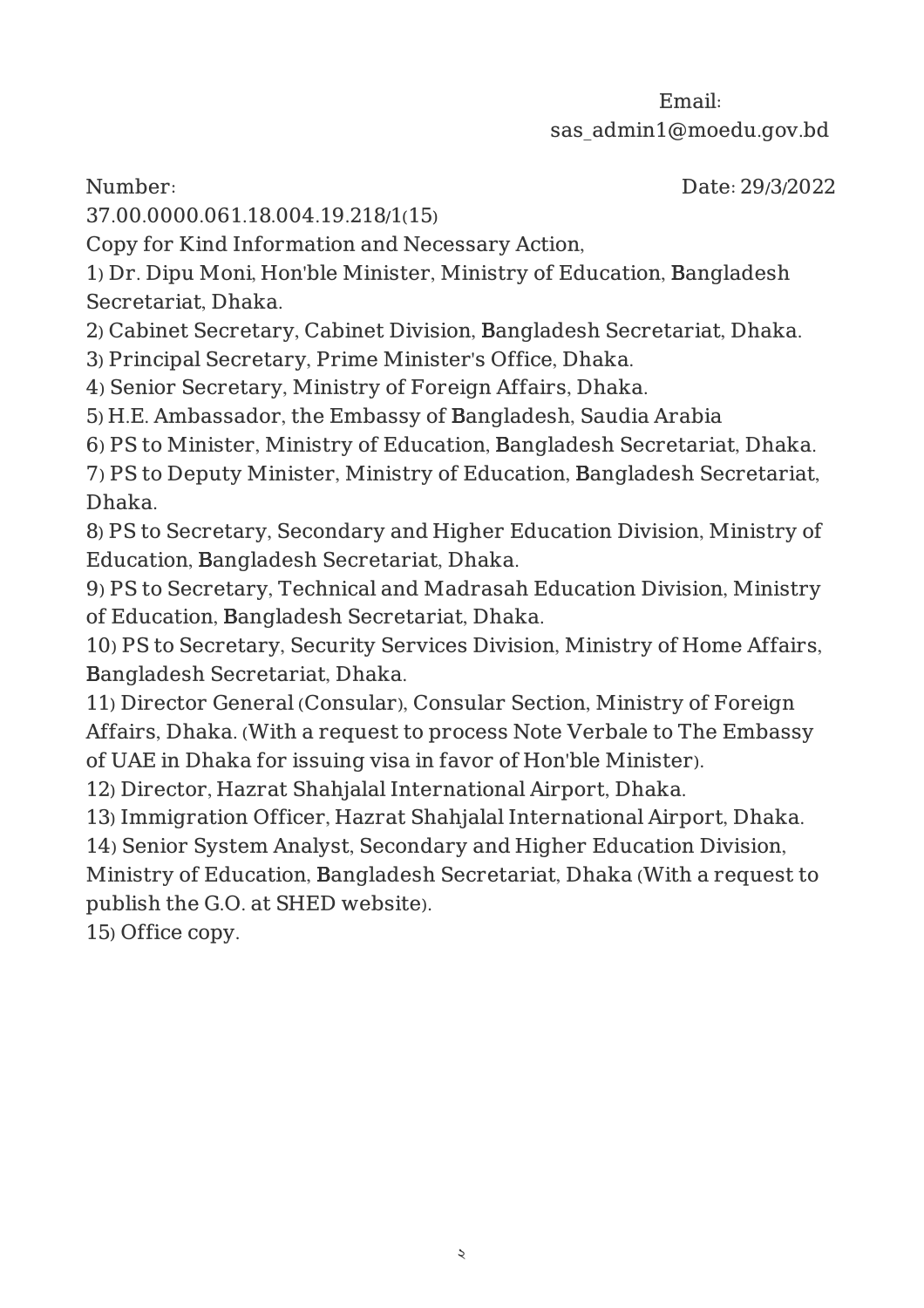Email:
sas_admin1@moedu.gov.bd

Number: 37.00.0000.061.18.004.19.218/1(15)

Date: 29/3/2022

Copy for Kind Information and Necessary Action,

1) Dr. Dipu Moni, Hon'ble Minister, Ministry of Education, Bangladesh Secretariat, Dhaka.
2) Cabinet Secretary, Cabinet Division, Bangladesh Secretariat, Dhaka.
3) Principal Secretary, Prime Minister's Office, Dhaka.
4) Senior Secretary, Ministry of Foreign Affairs, Dhaka.
5) H.E. Ambassador, the Embassy of Bangladesh, Saudia Arabia
6) PS to Minister, Ministry of Education, Bangladesh Secretariat, Dhaka.
7) PS to Deputy Minister, Ministry of Education, Bangladesh Secretariat, Dhaka.
8) PS to Secretary, Secondary and Higher Education Division, Ministry of Education, Bangladesh Secretariat, Dhaka.
9) PS to Secretary, Technical and Madrasah Education Division, Ministry of Education, Bangladesh Secretariat, Dhaka.
10) PS to Secretary, Security Services Division, Ministry of Home Affairs, Bangladesh Secretariat, Dhaka.
11) Director General (Consular), Consular Section, Ministry of Foreign Affairs, Dhaka. (With a request to process Note Verbale to The Embassy of UAE in Dhaka for issuing visa in favor of Hon'ble Minister).
12) Director, Hazrat Shahjalal International Airport, Dhaka.
13) Immigration Officer, Hazrat Shahjalal International Airport, Dhaka.
14) Senior System Analyst, Secondary and Higher Education Division, Ministry of Education, Bangladesh Secretariat, Dhaka (With a request to publish the G.O. at SHED website).
15) Office copy.